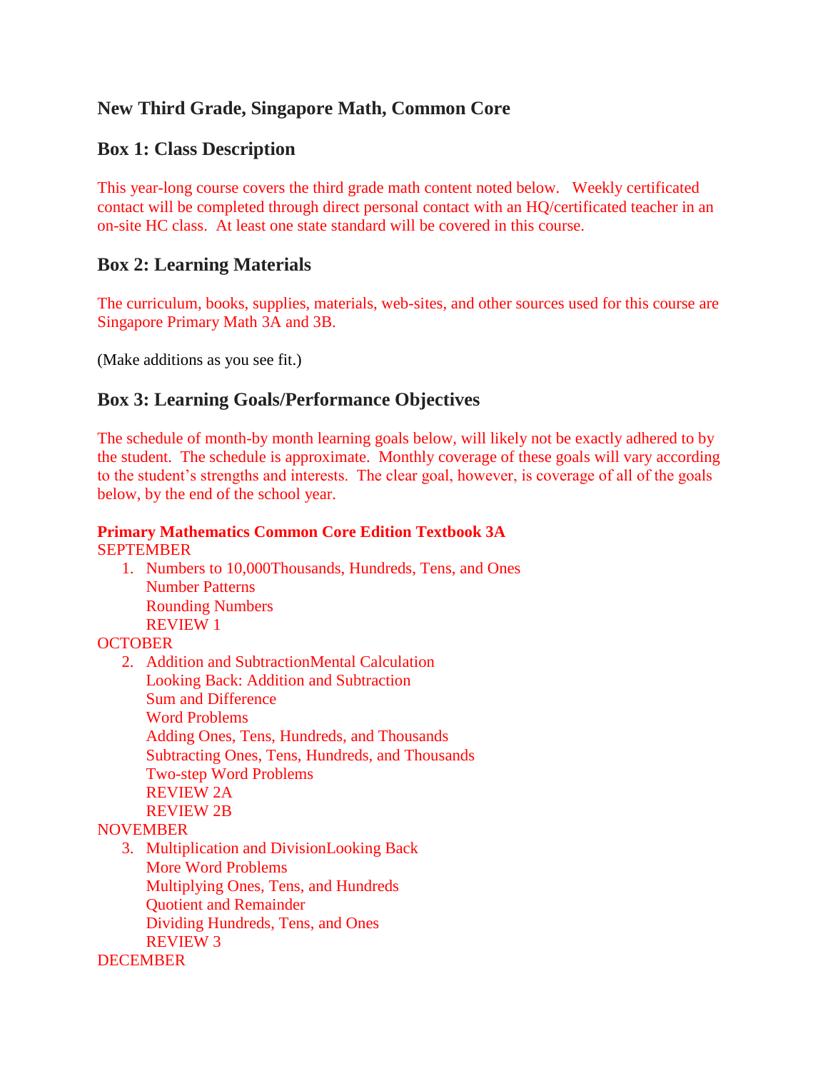## New Third Grade, Singapore Math, Common Core

### Box 1: Class Description

This year-long course covers the third grade math content noted below. Weekly certificated contact will be completed through direct personal contact with an HQ/certificated teacher in an on-site HC class. At least one state standard will be covered in this course.

### Box 2: Learning Materials

The curriculum, books, supplies, materials, web-sites, and other sources used for this course are Singapore Primary Math 3A and 3B.

(Make additions as you see fit.)

### Box 3: Learning Goals/Performance Objectives

The schedule of month-by month learning goals below, will likely not be exactly adhered to by the student. The schedule is approximate. Monthly coverage of these goals will vary according to the student's strengths and interests. The clear goal, however, is coverage of all of the goals below, by the end of the school year.

**Primary Mathematics Common Core Edition Textbook 3A**

SEPTEMBER

1. Numbers to 10,000Thousands, Hundreds, Tens, and Ones
   Number Patterns
   Rounding Numbers
   REVIEW 1

OCTOBER

2. Addition and SubtractionMental Calculation
   Looking Back: Addition and Subtraction
   Sum and Difference
   Word Problems
   Adding Ones, Tens, Hundreds, and Thousands
   Subtracting Ones, Tens, Hundreds, and Thousands
   Two-step Word Problems
   REVIEW 2A
   REVIEW 2B

NOVEMBER

3. Multiplication and DivisionLooking Back
   More Word Problems
   Multiplying Ones, Tens, and Hundreds
   Quotient and Remainder
   Dividing Hundreds, Tens, and Ones
   REVIEW 3

DECEMBER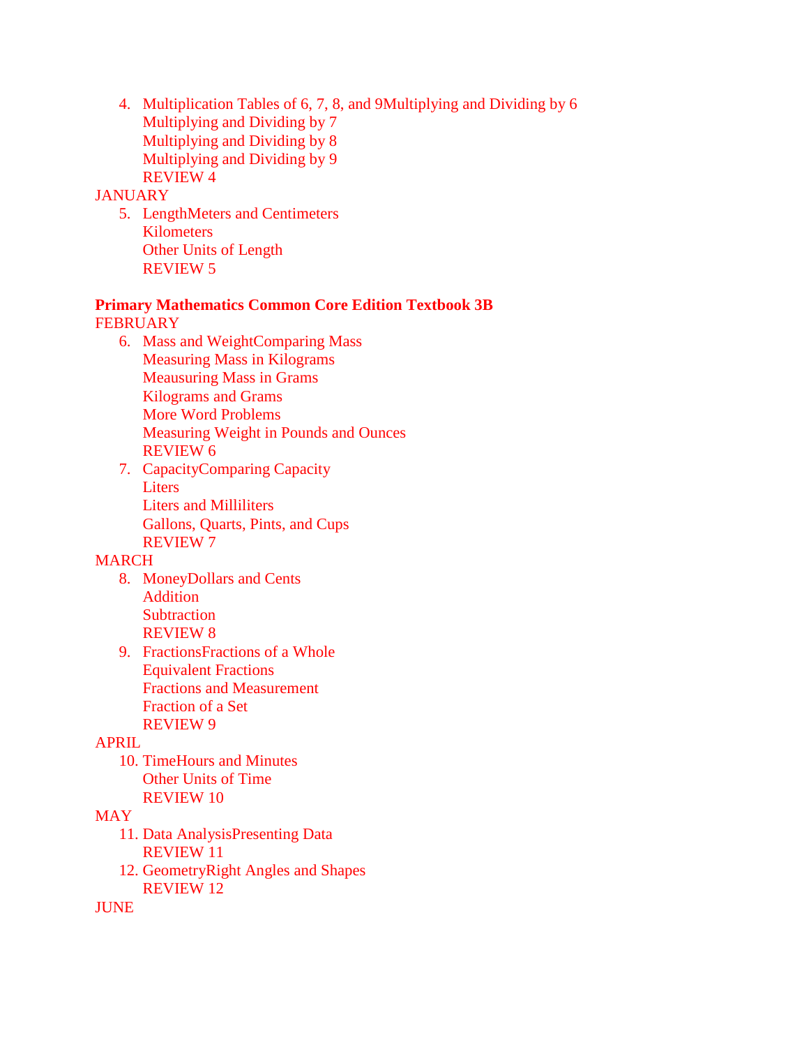4. Multiplication Tables of 6, 7, 8, and 9Multiplying and Dividing by 6
   Multiplying and Dividing by 7
   Multiplying and Dividing by 8
   Multiplying and Dividing by 9
   REVIEW 4

JANUARY

5. LengthMeters and Centimeters
   Kilometers
   Other Units of Length
   REVIEW 5

**Primary Mathematics Common Core Edition Textbook 3B**

FEBRUARY

6. Mass and WeightComparing Mass
   Measuring Mass in Kilograms
   Meausuring Mass in Grams
   Kilograms and Grams
   More Word Problems
   Measuring Weight in Pounds and Ounces
   REVIEW 6
7. CapacityComparing Capacity
   Liters
   Liters and Milliliters
   Gallons, Quarts, Pints, and Cups
   REVIEW 7

MARCH

8. MoneyDollars and Cents
   Addition
   Subtraction
   REVIEW 8
9. FractionsFractions of a Whole
   Equivalent Fractions
   Fractions and Measurement
   Fraction of a Set
   REVIEW 9

APRIL

10. TimeHours and Minutes
    Other Units of Time
    REVIEW 10

MAY

11. Data AnalysisPresenting Data
    REVIEW 11
12. GeometryRight Angles and Shapes
    REVIEW 12

JUNE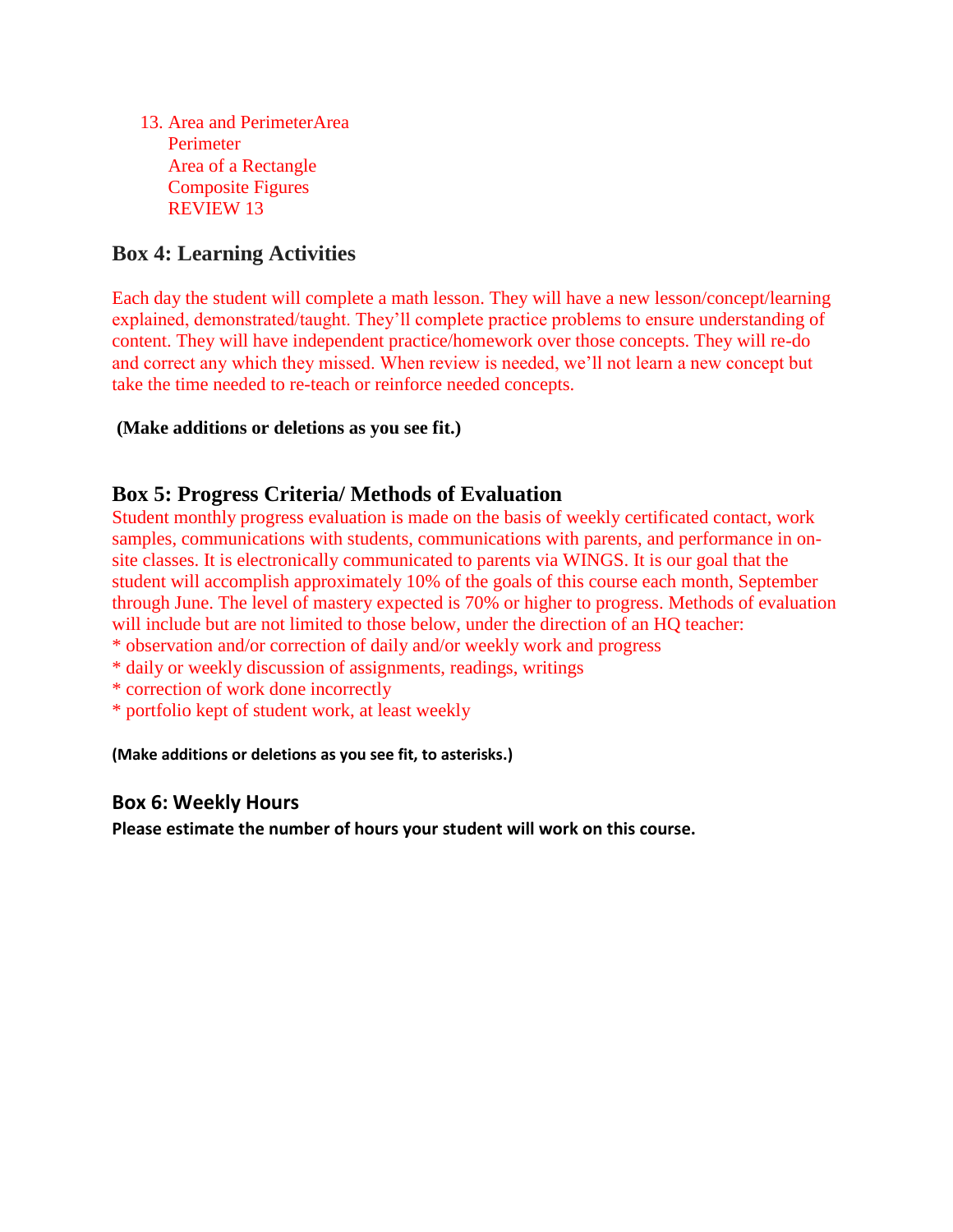13. Area and PerimeterArea
    Perimeter
    Area of a Rectangle
    Composite Figures
    REVIEW 13

## Box 4: Learning Activities

Each day the student will complete a math lesson. They will have a new lesson/concept/learning explained, demonstrated/taught. They'll complete practice problems to ensure understanding of content. They will have independent practice/homework over those concepts. They will re-do and correct any which they missed. When review is needed, we'll not learn a new concept but take the time needed to re-teach or reinforce needed concepts.

**(Make additions or deletions as you see fit.)**

## Box 5: Progress Criteria/ Methods of Evaluation

Student monthly progress evaluation is made on the basis of weekly certificated contact, work samples, communications with students, communications with parents, and performance in on-site classes. It is electronically communicated to parents via WINGS. It is our goal that the student will accomplish approximately 10% of the goals of this course each month, September through June. The level of mastery expected is 70% or higher to progress. Methods of evaluation will include but are not limited to those below, under the direction of an HQ teacher:

* observation and/or correction of daily and/or weekly work and progress
* daily or weekly discussion of assignments, readings, writings
* correction of work done incorrectly
* portfolio kept of student work, at least weekly

**(Make additions or deletions as you see fit, to asterisks.)**

## Box 6: Weekly Hours

**Please estimate the number of hours your student will work on this course.**